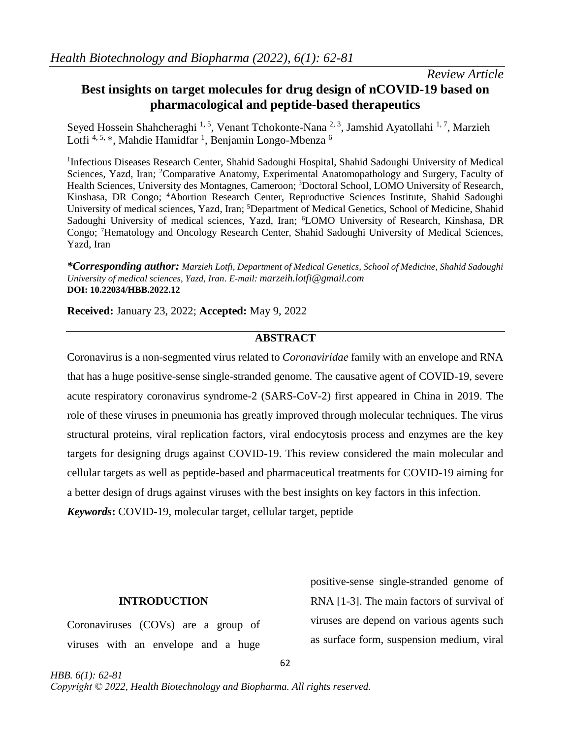*Review Article*

# Best insights on target molecules for drug design of nCOVID-19 based on pharmacological and peptide-based therapeutics

Seyed Hossein Shahcheraghi [1, 5], Venant Tchokonte-Nana [2, 3], Jamshid Ayatollahi [1, 7], Marzieh Lotfi [4, 5, *], Mahdie Hamidfar [1], Benjamin Longo-Mbenza [6]

[1]Infectious Diseases Research Center, Shahid Sadoughi Hospital, Shahid Sadoughi University of Medical Sciences, Yazd, Iran; [2]Comparative Anatomy, Experimental Anatomopathology and Surgery, Faculty of Health Sciences, University des Montagnes, Cameroon; [3]Doctoral School, LOMO University of Research, Kinshasa, DR Congo; [4]Abortion Research Center, Reproductive Sciences Institute, Shahid Sadoughi University of medical sciences, Yazd, Iran; [5]Department of Medical Genetics, School of Medicine, Shahid Sadoughi University of medical sciences, Yazd, Iran; [6]LOMO University of Research, Kinshasa, DR Congo; [7]Hematology and Oncology Research Center, Shahid Sadoughi University of Medical Sciences, Yazd, Iran

***\*Corresponding author:*** *Marzieh Lotfi, Department of Medical Genetics, School of Medicine, Shahid Sadoughi University of medical sciences, Yazd, Iran. E-mail: marzeih.lotfi@gmail.com*
**DOI: 10.22034/HBB.2022.12**

**Received:** January 23, 2022; **Accepted:** May 9, 2022

## ABSTRACT

Coronavirus is a non-segmented virus related to *Coronaviridae* family with an envelope and RNA that has a huge positive-sense single-stranded genome. The causative agent of COVID-19, severe acute respiratory coronavirus syndrome-2 (SARS-CoV-2) first appeared in China in 2019. The role of these viruses in pneumonia has greatly improved through molecular techniques. The virus structural proteins, viral replication factors, viral endocytosis process and enzymes are the key targets for designing drugs against COVID-19. This review considered the main molecular and cellular targets as well as peptide-based and pharmaceutical treatments for COVID-19 aiming for a better design of drugs against viruses with the best insights on key factors in this infection.

***Keywords*:** COVID-19, molecular target, cellular target, peptide

## INTRODUCTION

Coronaviruses (COVs) are a group of viruses with an envelope and a huge positive-sense single-stranded genome of RNA [1-3]. The main factors of survival of viruses are depend on various agents such as surface form, suspension medium, viral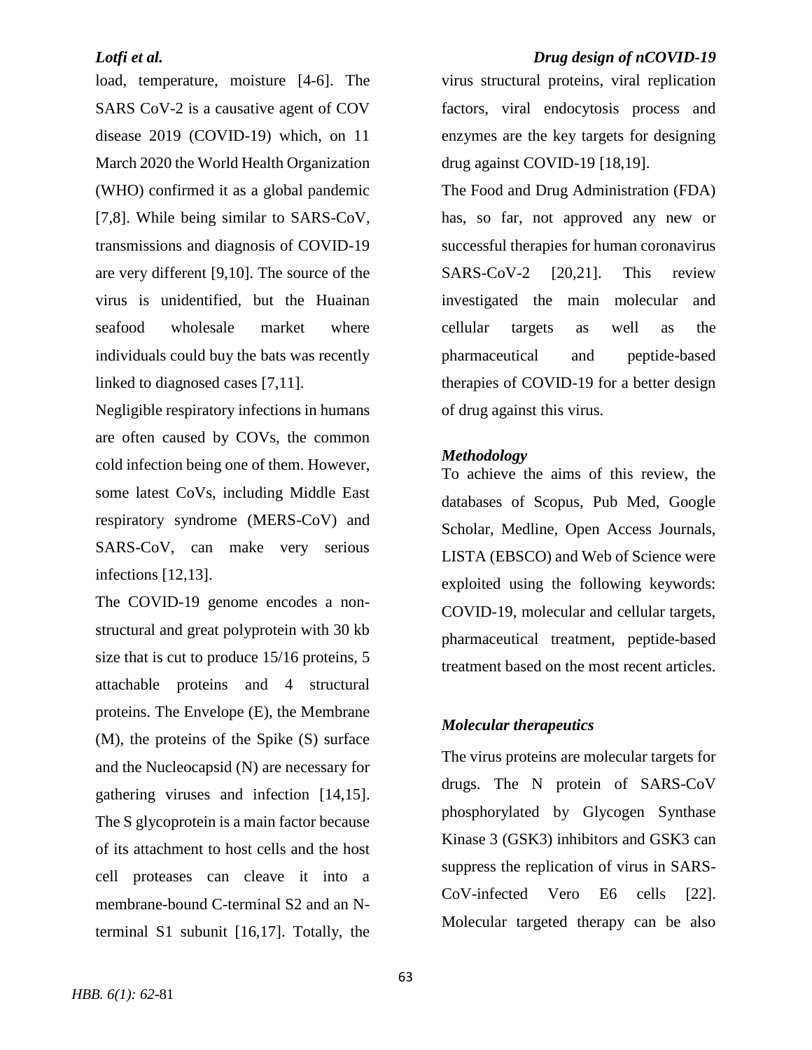load, temperature, moisture [4-6]. The SARS CoV-2 is a causative agent of COV disease 2019 (COVID-19) which, on 11 March 2020 the World Health Organization (WHO) confirmed it as a global pandemic [7,8]. While being similar to SARS-CoV, transmissions and diagnosis of COVID-19 are very different [9,10]. The source of the virus is unidentified, but the Huainan seafood wholesale market where individuals could buy the bats was recently linked to diagnosed cases [7,11].

Negligible respiratory infections in humans are often caused by COVs, the common cold infection being one of them. However, some latest CoVs, including Middle East respiratory syndrome (MERS-CoV) and SARS-CoV, can make very serious infections [12,13].

The COVID-19 genome encodes a non-structural and great polyprotein with 30 kb size that is cut to produce 15/16 proteins, 5 attachable proteins and 4 structural proteins. The Envelope (E), the Membrane (M), the proteins of the Spike (S) surface and the Nucleocapsid (N) are necessary for gathering viruses and infection [14,15]. The S glycoprotein is a main factor because of its attachment to host cells and the host cell proteases can cleave it into a membrane-bound C-terminal S2 and an N-terminal S1 subunit [16,17]. Totally, the virus structural proteins, viral replication factors, viral endocytosis process and enzymes are the key targets for designing drug against COVID-19 [18,19].

The Food and Drug Administration (FDA) has, so far, not approved any new or successful therapies for human coronavirus SARS-CoV-2 [20,21]. This review investigated the main molecular and cellular targets as well as the pharmaceutical and peptide-based therapies of COVID-19 for a better design of drug against this virus.

### *Methodology*

To achieve the aims of this review, the databases of Scopus, Pub Med, Google Scholar, Medline, Open Access Journals, LISTA (EBSCO) and Web of Science were exploited using the following keywords: COVID-19, molecular and cellular targets, pharmaceutical treatment, peptide-based treatment based on the most recent articles.

### *Molecular therapeutics*

The virus proteins are molecular targets for drugs. The N protein of SARS-CoV phosphorylated by Glycogen Synthase Kinase 3 (GSK3) inhibitors and GSK3 can suppress the replication of virus in SARS-CoV-infected Vero E6 cells [22]. Molecular targeted therapy can be also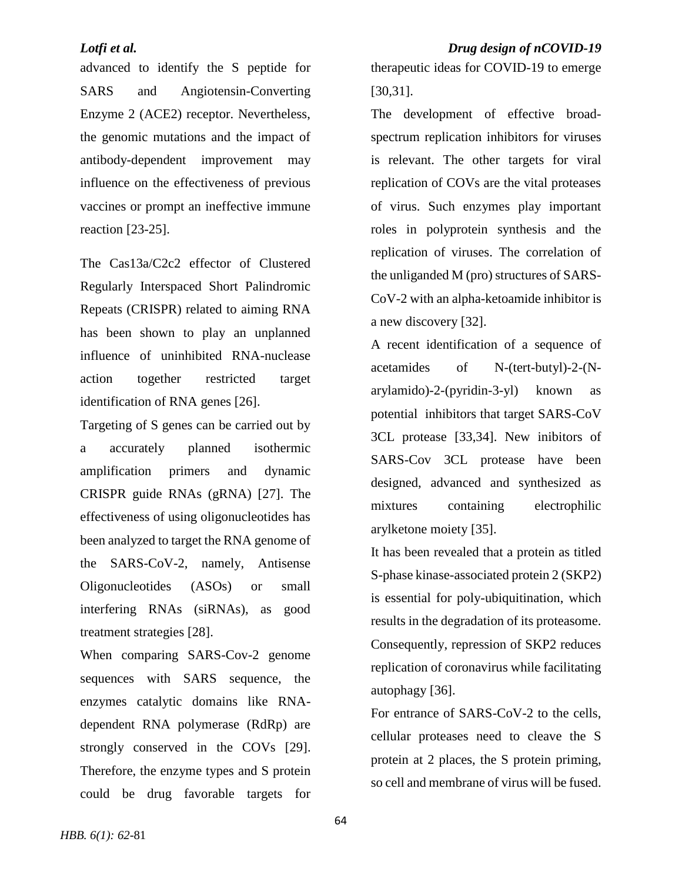advanced to identify the S peptide for SARS and Angiotensin-Converting Enzyme 2 (ACE2) receptor. Nevertheless, the genomic mutations and the impact of antibody-dependent improvement may influence on the effectiveness of previous vaccines or prompt an ineffective immune reaction [23-25].

The Cas13a/C2c2 effector of Clustered Regularly Interspaced Short Palindromic Repeats (CRISPR) related to aiming RNA has been shown to play an unplanned influence of uninhibited RNA-nuclease action together restricted target identification of RNA genes [26].

Targeting of S genes can be carried out by a accurately planned isothermic amplification primers and dynamic CRISPR guide RNAs (gRNA) [27]. The effectiveness of using oligonucleotides has been analyzed to target the RNA genome of the SARS-CoV-2, namely, Antisense Oligonucleotides (ASOs) or small interfering RNAs (siRNAs), as good treatment strategies [28].

When comparing SARS-Cov-2 genome sequences with SARS sequence, the enzymes catalytic domains like RNA-dependent RNA polymerase (RdRp) are strongly conserved in the COVs [29]. Therefore, the enzyme types and S protein could be drug favorable targets for therapeutic ideas for COVID-19 to emerge [30,31].

The development of effective broad-spectrum replication inhibitors for viruses is relevant. The other targets for viral replication of COVs are the vital proteases of virus. Such enzymes play important roles in polyprotein synthesis and the replication of viruses. The correlation of the unliganded M (pro) structures of SARS-CoV-2 with an alpha-ketoamide inhibitor is a new discovery [32].

A recent identification of a sequence of acetamides of N-(tert-butyl)-2-(N-arylamido)-2-(pyridin-3-yl) known as potential inhibitors that target SARS-CoV 3CL protease [33,34]. New inibitors of SARS-Cov 3CL protease have been designed, advanced and synthesized as mixtures containing electrophilic arylketone moiety [35].

It has been revealed that a protein as titled S-phase kinase-associated protein 2 (SKP2) is essential for poly-ubiquitination, which results in the degradation of its proteasome. Consequently, repression of SKP2 reduces replication of coronavirus while facilitating autophagy [36].

For entrance of SARS-CoV-2 to the cells, cellular proteases need to cleave the S protein at 2 places, the S protein priming, so cell and membrane of virus will be fused.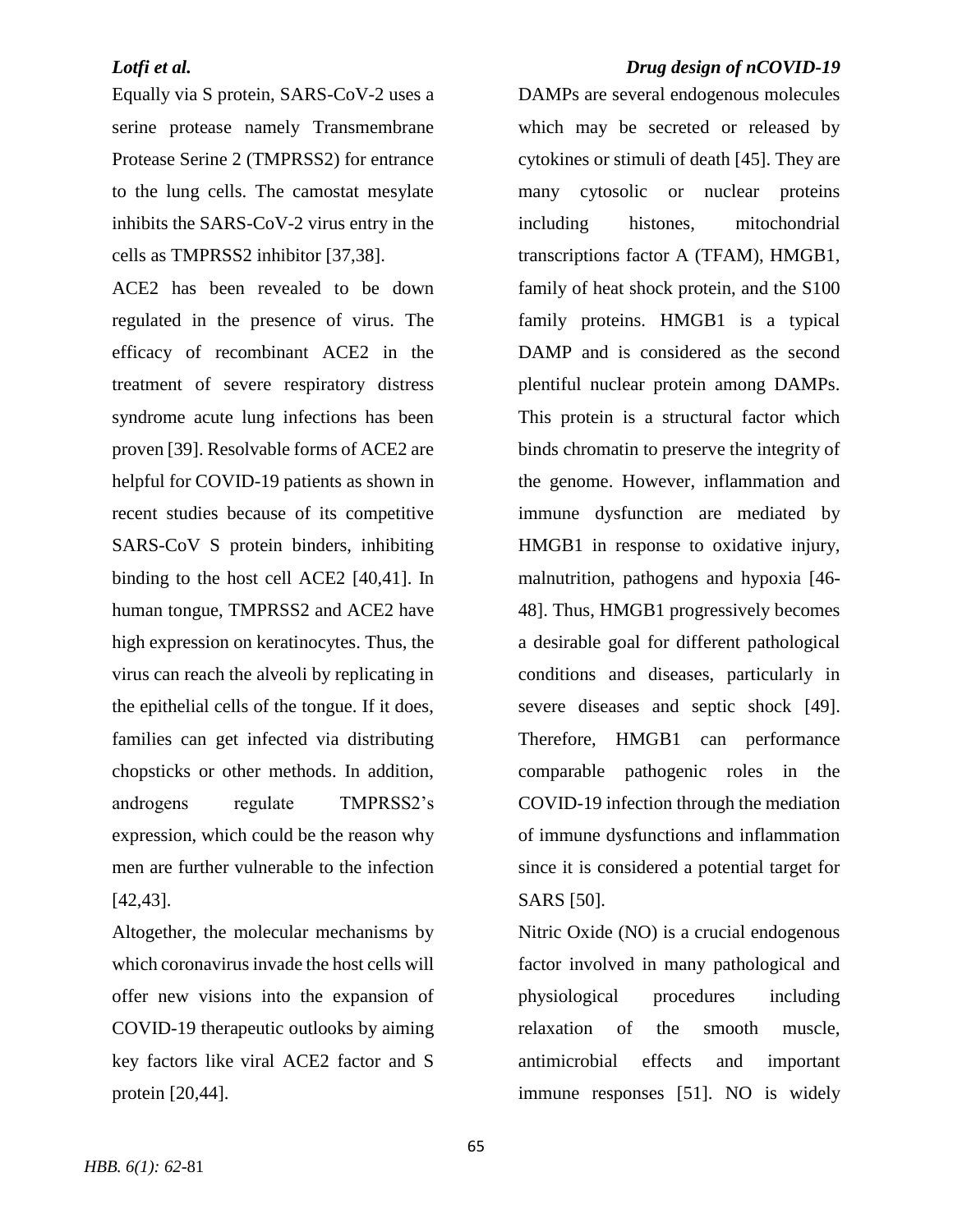Equally via S protein, SARS-CoV-2 uses a serine protease namely Transmembrane Protease Serine 2 (TMPRSS2) for entrance to the lung cells. The camostat mesylate inhibits the SARS-CoV-2 virus entry in the cells as TMPRSS2 inhibitor [37,38].

ACE2 has been revealed to be down regulated in the presence of virus. The efficacy of recombinant ACE2 in the treatment of severe respiratory distress syndrome acute lung infections has been proven [39]. Resolvable forms of ACE2 are helpful for COVID-19 patients as shown in recent studies because of its competitive SARS-CoV S protein binders, inhibiting binding to the host cell ACE2 [40,41]. In human tongue, TMPRSS2 and ACE2 have high expression on keratinocytes. Thus, the virus can reach the alveoli by replicating in the epithelial cells of the tongue. If it does, families can get infected via distributing chopsticks or other methods. In addition, androgens regulate TMPRSS2's expression, which could be the reason why men are further vulnerable to the infection [42,43].

Altogether, the molecular mechanisms by which coronavirus invade the host cells will offer new visions into the expansion of COVID-19 therapeutic outlooks by aiming key factors like viral ACE2 factor and S protein [20,44].

DAMPs are several endogenous molecules which may be secreted or released by cytokines or stimuli of death [45]. They are many cytosolic or nuclear proteins including histones, mitochondrial transcriptions factor A (TFAM), HMGB1, family of heat shock protein, and the S100 family proteins. HMGB1 is a typical DAMP and is considered as the second plentiful nuclear protein among DAMPs. This protein is a structural factor which binds chromatin to preserve the integrity of the genome. However, inflammation and immune dysfunction are mediated by HMGB1 in response to oxidative injury, malnutrition, pathogens and hypoxia [46-48]. Thus, HMGB1 progressively becomes a desirable goal for different pathological conditions and diseases, particularly in severe diseases and septic shock [49]. Therefore, HMGB1 can performance comparable pathogenic roles in the COVID-19 infection through the mediation of immune dysfunctions and inflammation since it is considered a potential target for SARS [50].

Nitric Oxide (NO) is a crucial endogenous factor involved in many pathological and physiological procedures including relaxation of the smooth muscle, antimicrobial effects and important immune responses [51]. NO is widely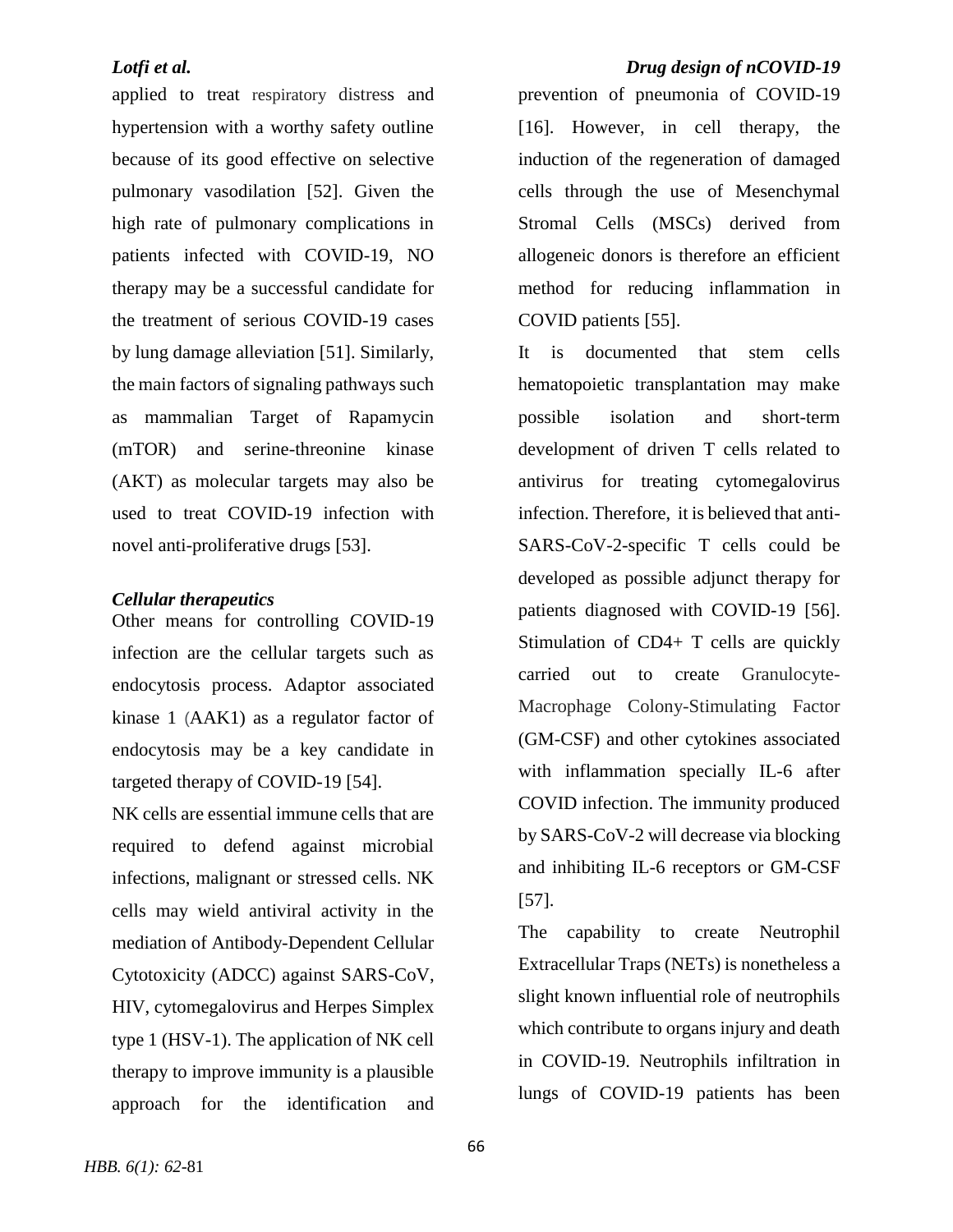applied to treat respiratory distress and hypertension with a worthy safety outline because of its good effective on selective pulmonary vasodilation [52]. Given the high rate of pulmonary complications in patients infected with COVID-19, NO therapy may be a successful candidate for the treatment of serious COVID-19 cases by lung damage alleviation [51]. Similarly, the main factors of signaling pathways such as mammalian Target of Rapamycin (mTOR) and serine-threonine kinase (AKT) as molecular targets may also be used to treat COVID-19 infection with novel anti-proliferative drugs [53].

### *Cellular therapeutics*

Other means for controlling COVID-19 infection are the cellular targets such as endocytosis process. Adaptor associated kinase 1 (AAK1) as a regulator factor of endocytosis may be a key candidate in targeted therapy of COVID-19 [54].

NK cells are essential immune cells that are required to defend against microbial infections, malignant or stressed cells. NK cells may wield antiviral activity in the mediation of Antibody-Dependent Cellular Cytotoxicity (ADCC) against SARS-CoV, HIV, cytomegalovirus and Herpes Simplex type 1 (HSV-1). The application of NK cell therapy to improve immunity is a plausible approach for the identification and prevention of pneumonia of COVID-19 [16]. However, in cell therapy, the induction of the regeneration of damaged cells through the use of Mesenchymal Stromal Cells (MSCs) derived from allogeneic donors is therefore an efficient method for reducing inflammation in COVID patients [55].

It is documented that stem cells hematopoietic transplantation may make possible isolation and short-term development of driven T cells related to antivirus for treating cytomegalovirus infection. Therefore, it is believed that anti-SARS-CoV-2-specific T cells could be developed as possible adjunct therapy for patients diagnosed with COVID-19 [56]. Stimulation of CD4+ T cells are quickly carried out to create Granulocyte-Macrophage Colony-Stimulating Factor (GM-CSF) and other cytokines associated with inflammation specially IL-6 after COVID infection. The immunity produced by SARS-CoV-2 will decrease via blocking and inhibiting IL-6 receptors or GM-CSF [57].

The capability to create Neutrophil Extracellular Traps (NETs) is nonetheless a slight known influential role of neutrophils which contribute to organs injury and death in COVID-19. Neutrophils infiltration in lungs of COVID-19 patients has been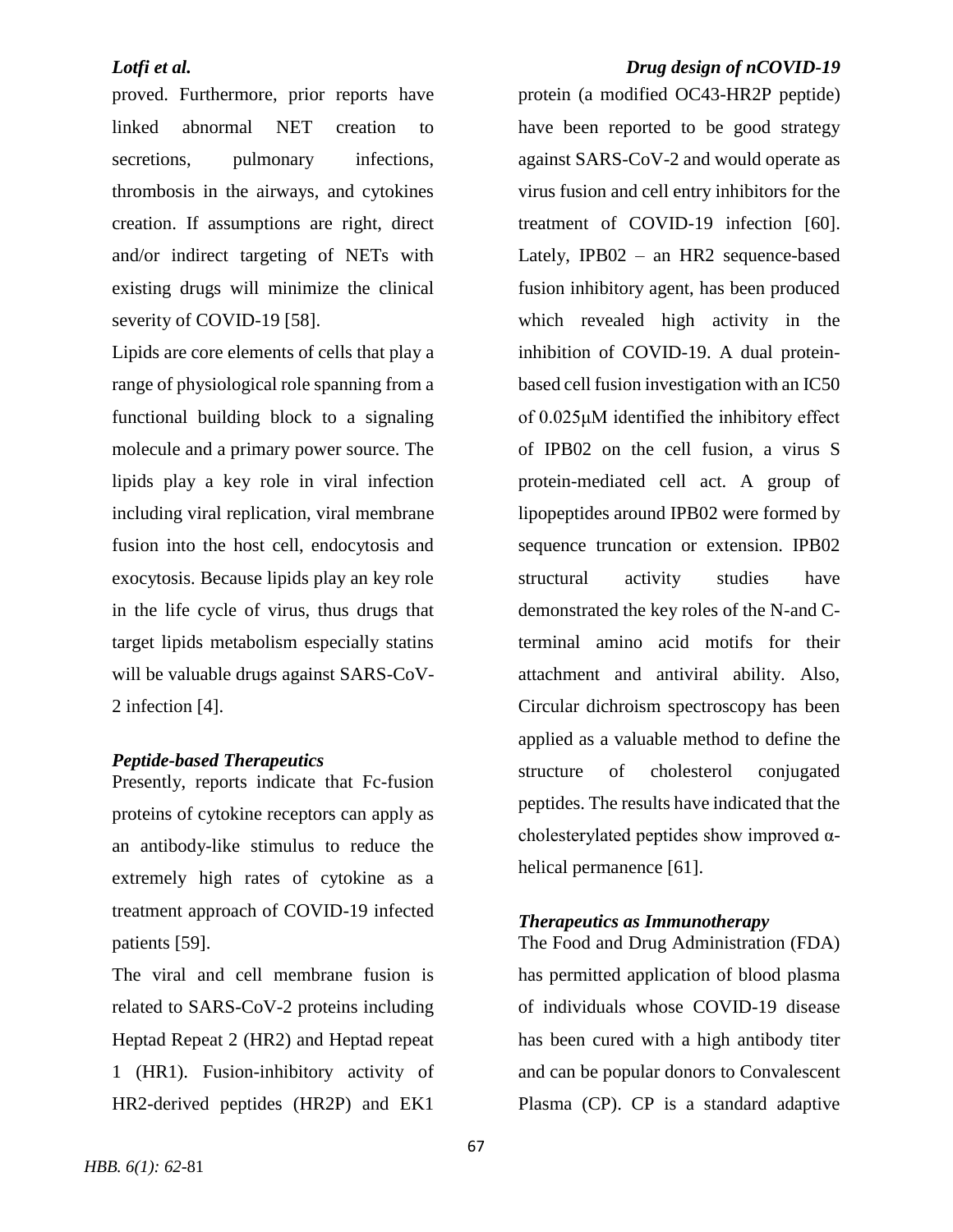proved. Furthermore, prior reports have linked abnormal NET creation to secretions, pulmonary infections, thrombosis in the airways, and cytokines creation. If assumptions are right, direct and/or indirect targeting of NETs with existing drugs will minimize the clinical severity of COVID-19 [58].

Lipids are core elements of cells that play a range of physiological role spanning from a functional building block to a signaling molecule and a primary power source. The lipids play a key role in viral infection including viral replication, viral membrane fusion into the host cell, endocytosis and exocytosis. Because lipids play an key role in the life cycle of virus, thus drugs that target lipids metabolism especially statins will be valuable drugs against SARS-CoV-2 infection [4].

### *Peptide-based Therapeutics*

Presently, reports indicate that Fc-fusion proteins of cytokine receptors can apply as an antibody-like stimulus to reduce the extremely high rates of cytokine as a treatment approach of COVID-19 infected patients [59].

The viral and cell membrane fusion is related to SARS-CoV-2 proteins including Heptad Repeat 2 (HR2) and Heptad repeat 1 (HR1). Fusion-inhibitory activity of HR2-derived peptides (HR2P) and EK1 protein (a modified OC43-HR2P peptide) have been reported to be good strategy against SARS-CoV-2 and would operate as virus fusion and cell entry inhibitors for the treatment of COVID-19 infection [60]. Lately, IPB02 – an HR2 sequence-based fusion inhibitory agent, has been produced which revealed high activity in the inhibition of COVID-19. A dual protein-based cell fusion investigation with an IC50 of 0.025μM identified the inhibitory effect of IPB02 on the cell fusion, a virus S protein-mediated cell act. A group of lipopeptides around IPB02 were formed by sequence truncation or extension. IPB02 structural activity studies have demonstrated the key roles of the N-and C-terminal amino acid motifs for their attachment and antiviral ability. Also, Circular dichroism spectroscopy has been applied as a valuable method to define the structure of cholesterol conjugated peptides. The results have indicated that the cholesterylated peptides show improved α-helical permanence [61].

### *Therapeutics as Immunotherapy*

The Food and Drug Administration (FDA) has permitted application of blood plasma of individuals whose COVID-19 disease has been cured with a high antibody titer and can be popular donors to Convalescent Plasma (CP). CP is a standard adaptive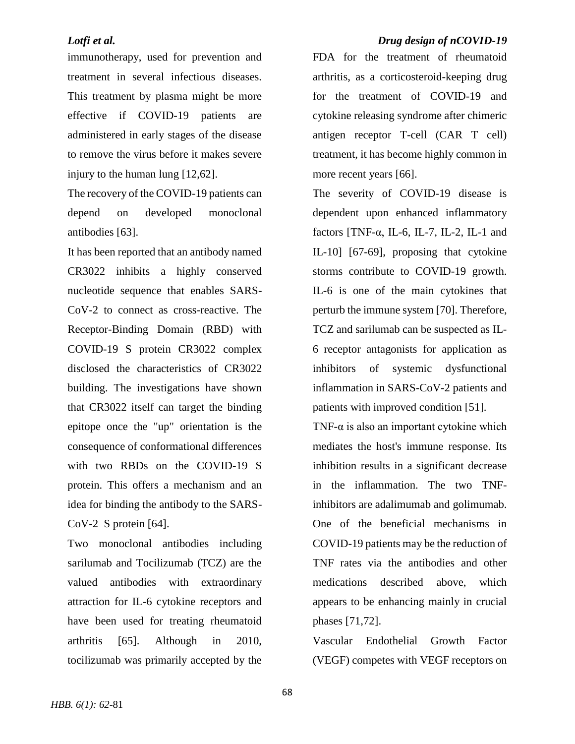immunotherapy, used for prevention and treatment in several infectious diseases. This treatment by plasma might be more effective if COVID-19 patients are administered in early stages of the disease to remove the virus before it makes severe injury to the human lung [12,62].

The recovery of the COVID-19 patients can depend on developed monoclonal antibodies [63].

It has been reported that an antibody named CR3022 inhibits a highly conserved nucleotide sequence that enables SARS-CoV-2 to connect as cross-reactive. The Receptor-Binding Domain (RBD) with COVID-19 S protein CR3022 complex disclosed the characteristics of CR3022 building. The investigations have shown that CR3022 itself can target the binding epitope once the "up" orientation is the consequence of conformational differences with two RBDs on the COVID-19 S protein. This offers a mechanism and an idea for binding the antibody to the SARS-CoV-2 S protein [64].

Two monoclonal antibodies including sarilumab and Tocilizumab (TCZ) are the valued antibodies with extraordinary attraction for IL-6 cytokine receptors and have been used for treating rheumatoid arthritis [65]. Although in 2010, tocilizumab was primarily accepted by the FDA for the treatment of rheumatoid arthritis, as a corticosteroid-keeping drug for the treatment of COVID-19 and cytokine releasing syndrome after chimeric antigen receptor T-cell (CAR T cell) treatment, it has become highly common in more recent years [66].

The severity of COVID-19 disease is dependent upon enhanced inflammatory factors [TNF-α, IL-6, IL-7, IL-2, IL-1 and IL-10] [67-69], proposing that cytokine storms contribute to COVID-19 growth. IL-6 is one of the main cytokines that perturb the immune system [70]. Therefore, TCZ and sarilumab can be suspected as IL-6 receptor antagonists for application as inhibitors of systemic dysfunctional inflammation in SARS-CoV-2 patients and patients with improved condition [51].

TNF-α is also an important cytokine which mediates the host's immune response. Its inhibition results in a significant decrease in the inflammation. The two TNF-inhibitors are adalimumab and golimumab. One of the beneficial mechanisms in COVID-19 patients may be the reduction of TNF rates via the antibodies and other medications described above, which appears to be enhancing mainly in crucial phases [71,72].

Vascular Endothelial Growth Factor (VEGF) competes with VEGF receptors on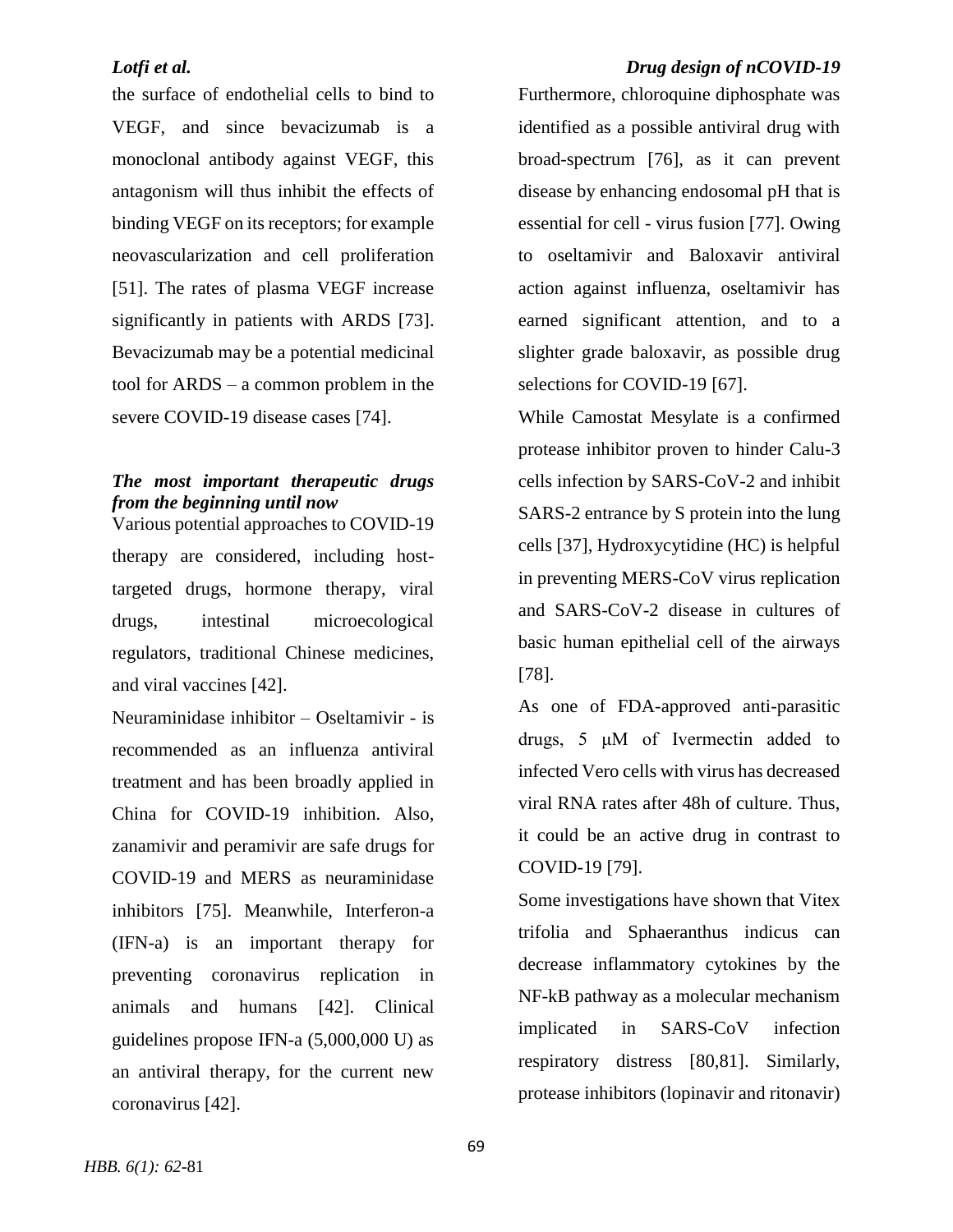the surface of endothelial cells to bind to VEGF, and since bevacizumab is a monoclonal antibody against VEGF, this antagonism will thus inhibit the effects of binding VEGF on its receptors; for example neovascularization and cell proliferation [51]. The rates of plasma VEGF increase significantly in patients with ARDS [73]. Bevacizumab may be a potential medicinal tool for ARDS – a common problem in the severe COVID-19 disease cases [74].

### *The most important therapeutic drugs from the beginning until now*

Various potential approaches to COVID-19 therapy are considered, including host-targeted drugs, hormone therapy, viral drugs, intestinal microecological regulators, traditional Chinese medicines, and viral vaccines [42].

Neuraminidase inhibitor – Oseltamivir - is recommended as an influenza antiviral treatment and has been broadly applied in China for COVID-19 inhibition. Also, zanamivir and peramivir are safe drugs for COVID-19 and MERS as neuraminidase inhibitors [75]. Meanwhile, Interferon-a (IFN-a) is an important therapy for preventing coronavirus replication in animals and humans [42]. Clinical guidelines propose IFN-a (5,000,000 U) as an antiviral therapy, for the current new coronavirus [42].

Furthermore, chloroquine diphosphate was identified as a possible antiviral drug with broad-spectrum [76], as it can prevent disease by enhancing endosomal pH that is essential for cell - virus fusion [77]. Owing to oseltamivir and Baloxavir antiviral action against influenza, oseltamivir has earned significant attention, and to a slighter grade baloxavir, as possible drug selections for COVID-19 [67].

While Camostat Mesylate is a confirmed protease inhibitor proven to hinder Calu-3 cells infection by SARS-CoV-2 and inhibit SARS-2 entrance by S protein into the lung cells [37], Hydroxycytidine (HC) is helpful in preventing MERS-CoV virus replication and SARS-CoV-2 disease in cultures of basic human epithelial cell of the airways [78].

As one of FDA-approved anti-parasitic drugs, 5 μM of Ivermectin added to infected Vero cells with virus has decreased viral RNA rates after 48h of culture. Thus, it could be an active drug in contrast to COVID-19 [79].

Some investigations have shown that Vitex trifolia and Sphaeranthus indicus can decrease inflammatory cytokines by the NF-kB pathway as a molecular mechanism implicated in SARS-CoV infection respiratory distress [80,81]. Similarly, protease inhibitors (lopinavir and ritonavir)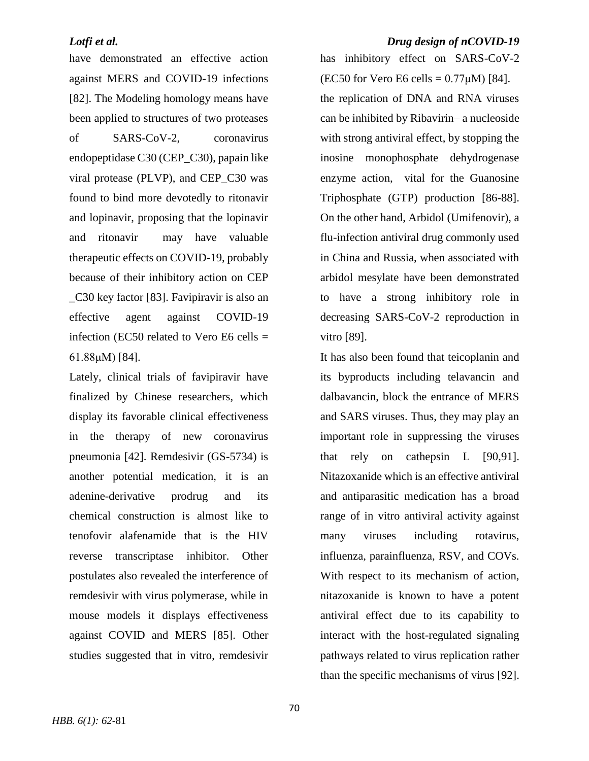have demonstrated an effective action against MERS and COVID-19 infections [82]. The Modeling homology means have been applied to structures of two proteases of SARS-CoV-2, coronavirus endopeptidase C30 (CEP_C30), papain like viral protease (PLVP), and CEP_C30 was found to bind more devotedly to ritonavir and lopinavir, proposing that the lopinavir and ritonavir may have valuable therapeutic effects on COVID-19, probably because of their inhibitory action on CEP _C30 key factor [83]. Favipiravir is also an effective agent against COVID-19 infection (EC50 related to Vero E6 cells = 61.88μM) [84].

Lately, clinical trials of favipiravir have finalized by Chinese researchers, which display its favorable clinical effectiveness in the therapy of new coronavirus pneumonia [42]. Remdesivir (GS-5734) is another potential medication, it is an adenine-derivative prodrug and its chemical construction is almost like to tenofovir alafenamide that is the HIV reverse transcriptase inhibitor. Other postulates also revealed the interference of remdesivir with virus polymerase, while in mouse models it displays effectiveness against COVID and MERS [85]. Other studies suggested that in vitro, remdesivir has inhibitory effect on SARS-CoV-2 (EC50 for Vero E6 cells = 0.77μM) [84].

the replication of DNA and RNA viruses can be inhibited by Ribavirin– a nucleoside with strong antiviral effect, by stopping the inosine monophosphate dehydrogenase enzyme action, vital for the Guanosine Triphosphate (GTP) production [86-88]. On the other hand, Arbidol (Umifenovir), a flu-infection antiviral drug commonly used in China and Russia, when associated with arbidol mesylate have been demonstrated to have a strong inhibitory role in decreasing SARS-CoV-2 reproduction in vitro [89].

It has also been found that teicoplanin and its byproducts including telavancin and dalbavancin, block the entrance of MERS and SARS viruses. Thus, they may play an important role in suppressing the viruses that rely on cathepsin L [90,91]. Nitazoxanide which is an effective antiviral and antiparasitic medication has a broad range of in vitro antiviral activity against many viruses including rotavirus, influenza, parainfluenza, RSV, and COVs. With respect to its mechanism of action, nitazoxanide is known to have a potent antiviral effect due to its capability to interact with the host-regulated signaling pathways related to virus replication rather than the specific mechanisms of virus [92].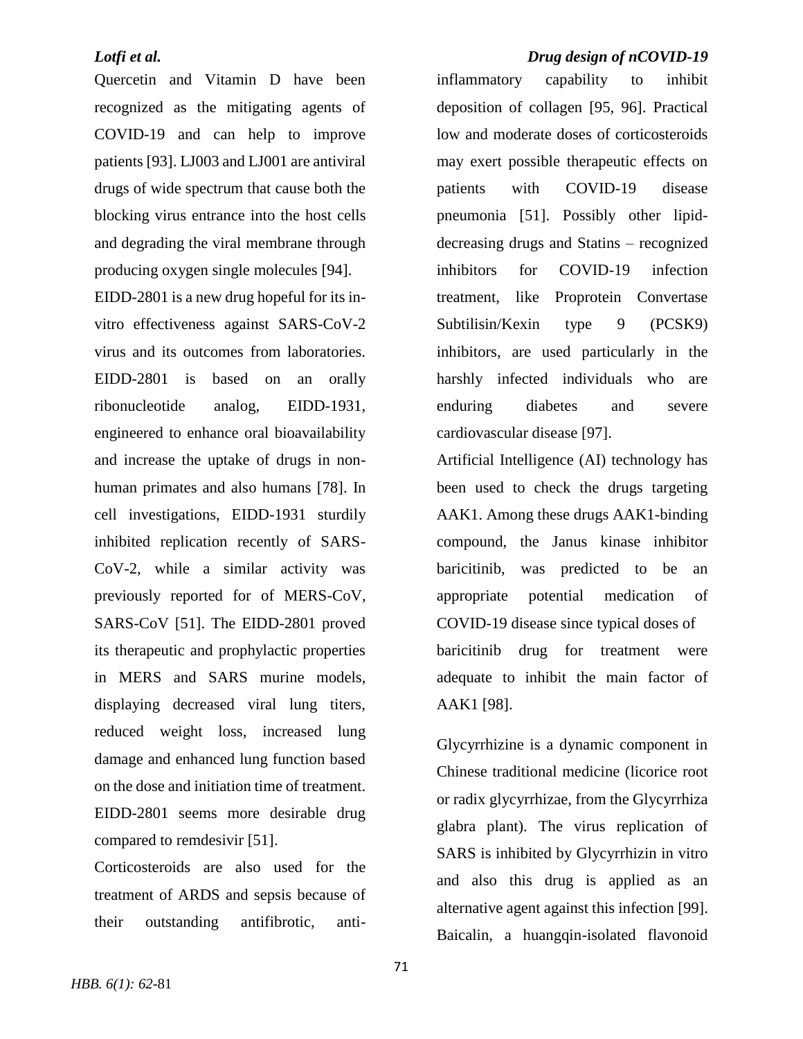Quercetin and Vitamin D have been recognized as the mitigating agents of COVID-19 and can help to improve patients [93]. LJ003 and LJ001 are antiviral drugs of wide spectrum that cause both the blocking virus entrance into the host cells and degrading the viral membrane through producing oxygen single molecules [94].

EIDD-2801 is a new drug hopeful for its in-vitro effectiveness against SARS-CoV-2 virus and its outcomes from laboratories. EIDD-2801 is based on an orally ribonucleotide analog, EIDD-1931, engineered to enhance oral bioavailability and increase the uptake of drugs in non-human primates and also humans [78]. In cell investigations, EIDD-1931 sturdily inhibited replication recently of SARS-CoV-2, while a similar activity was previously reported for of MERS-CoV, SARS-CoV [51]. The EIDD-2801 proved its therapeutic and prophylactic properties in MERS and SARS murine models, displaying decreased viral lung titers, reduced weight loss, increased lung damage and enhanced lung function based on the dose and initiation time of treatment. EIDD-2801 seems more desirable drug compared to remdesivir [51].

Corticosteroids are also used for the treatment of ARDS and sepsis because of their outstanding antifibrotic, anti-inflammatory capability to inhibit deposition of collagen [95, 96]. Practical low and moderate doses of corticosteroids may exert possible therapeutic effects on patients with COVID-19 disease pneumonia [51]. Possibly other lipid-decreasing drugs and Statins – recognized inhibitors for COVID-19 infection treatment, like Proprotein Convertase Subtilisin/Kexin type 9 (PCSK9) inhibitors, are used particularly in the harshly infected individuals who are enduring diabetes and severe cardiovascular disease [97].

Artificial Intelligence (AI) technology has been used to check the drugs targeting AAK1. Among these drugs AAK1-binding compound, the Janus kinase inhibitor baricitinib, was predicted to be an appropriate potential medication of COVID-19 disease since typical doses of baricitinib drug for treatment were adequate to inhibit the main factor of AAK1 [98].

Glycyrrhizine is a dynamic component in Chinese traditional medicine (licorice root or radix glycyrrhizae, from the Glycyrrhiza glabra plant). The virus replication of SARS is inhibited by Glycyrrhizin in vitro and also this drug is applied as an alternative agent against this infection [99]. Baicalin, a huangqin-isolated flavonoid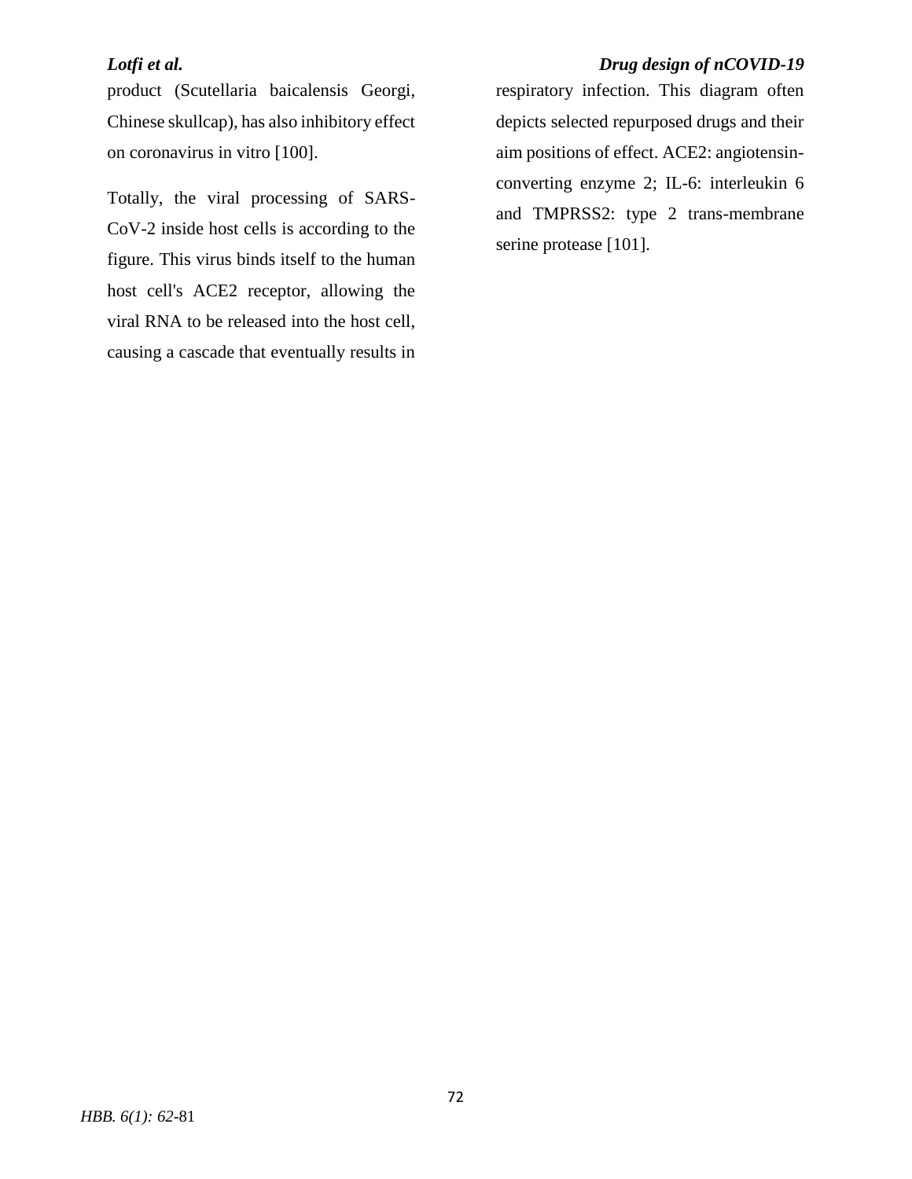product (Scutellaria baicalensis Georgi, Chinese skullcap), has also inhibitory effect on coronavirus in vitro [100].

Totally, the viral processing of SARS-CoV-2 inside host cells is according to the figure. This virus binds itself to the human host cell's ACE2 receptor, allowing the viral RNA to be released into the host cell, causing a cascade that eventually results in respiratory infection. This diagram often depicts selected repurposed drugs and their aim positions of effect. ACE2: angiotensin-converting enzyme 2; IL-6: interleukin 6 and TMPRSS2: type 2 trans-membrane serine protease [101].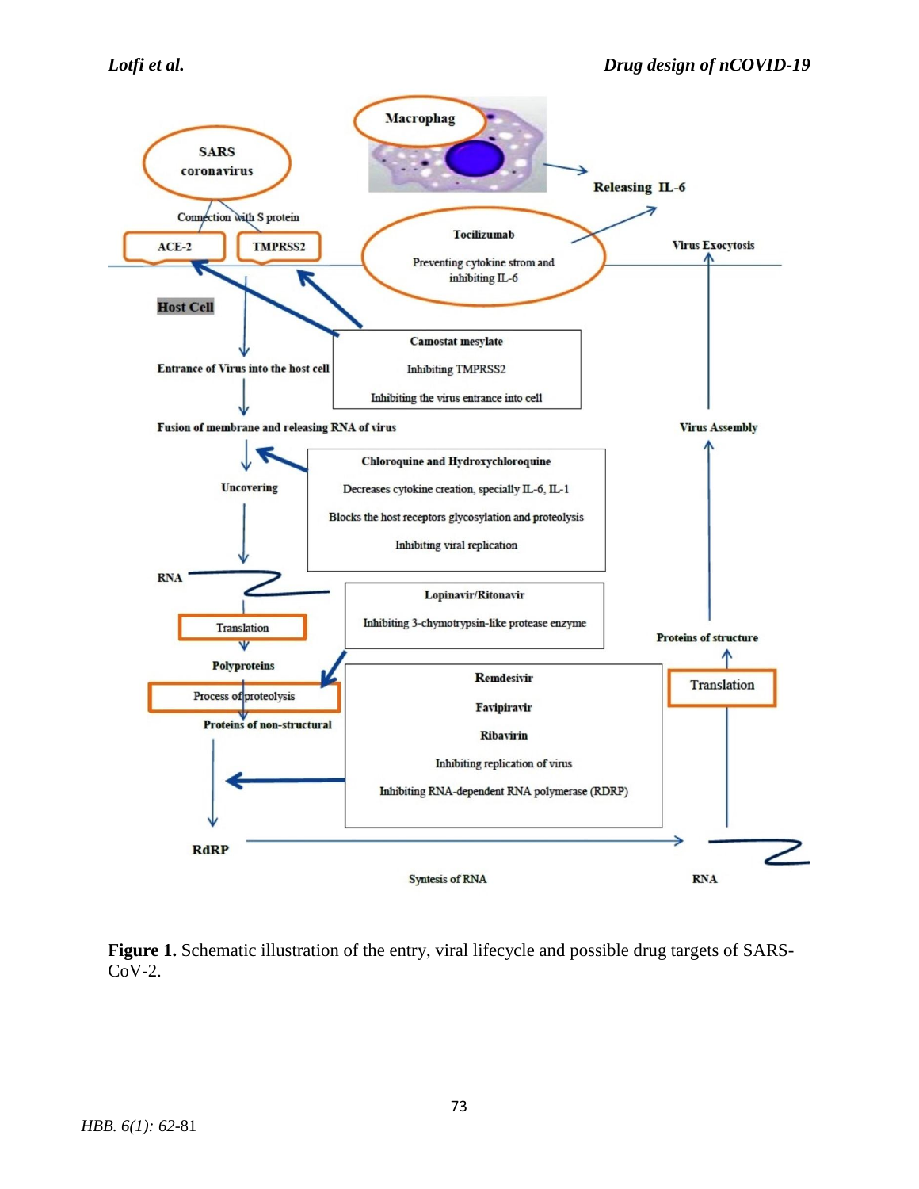**Figure 1.** Schematic illustration of the entry, viral lifecycle and possible drug targets of SARS-CoV-2.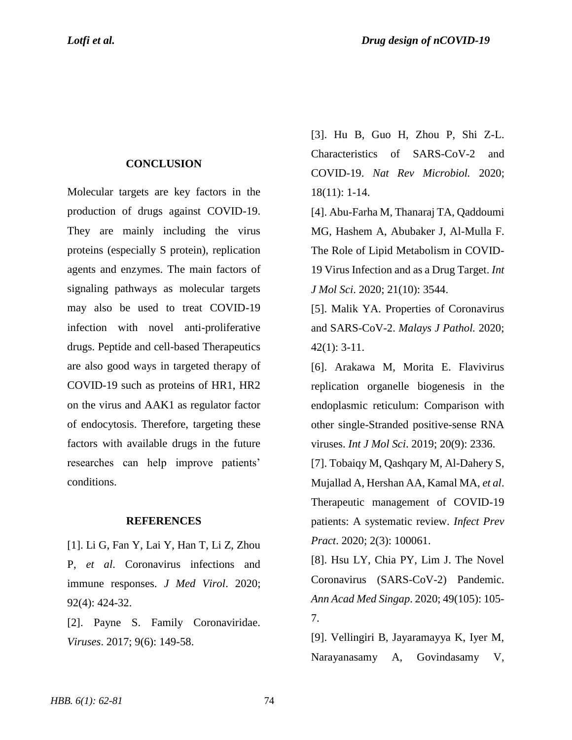## CONCLUSION

Molecular targets are key factors in the production of drugs against COVID-19. They are mainly including the virus proteins (especially S protein), replication agents and enzymes. The main factors of signaling pathways as molecular targets may also be used to treat COVID-19 infection with novel anti-proliferative drugs. Peptide and cell-based Therapeutics are also good ways in targeted therapy of COVID-19 such as proteins of HR1, HR2 on the virus and AAK1 as regulator factor of endocytosis. Therefore, targeting these factors with available drugs in the future researches can help improve patients' conditions.

## REFERENCES

[1]. Li G, Fan Y, Lai Y, Han T, Li Z, Zhou P, *et al*. Coronavirus infections and immune responses. *J Med Virol*. 2020; 92(4): 424-32.

[2]. Payne S. Family Coronaviridae. *Viruses*. 2017; 9(6): 149-58.

[3]. Hu B, Guo H, Zhou P, Shi Z-L. Characteristics of SARS-CoV-2 and COVID-19. *Nat Rev Microbiol.* 2020; 18(11): 1-14.

[4]. Abu-Farha M, Thanaraj TA, Qaddoumi MG, Hashem A, Abubaker J, Al-Mulla F. The Role of Lipid Metabolism in COVID-19 Virus Infection and as a Drug Target. *Int J Mol Sci*. 2020; 21(10): 3544.

[5]. Malik YA. Properties of Coronavirus and SARS-CoV-2. *Malays J Pathol.* 2020; 42(1): 3-11.

[6]. Arakawa M, Morita E. Flavivirus replication organelle biogenesis in the endoplasmic reticulum: Comparison with other single-Stranded positive-sense RNA viruses. *Int J Mol Sci*. 2019; 20(9): 2336.

[7]. Tobaiqy M, Qashqary M, Al-Dahery S, Mujallad A, Hershan AA, Kamal MA, *et al*. Therapeutic management of COVID-19 patients: A systematic review. *Infect Prev Pract*. 2020; 2(3): 100061.

[8]. Hsu LY, Chia PY, Lim J. The Novel Coronavirus (SARS-CoV-2) Pandemic. *Ann Acad Med Singap*. 2020; 49(105): 105-7.

[9]. Vellingiri B, Jayaramayya K, Iyer M, Narayanasamy A, Govindasamy V,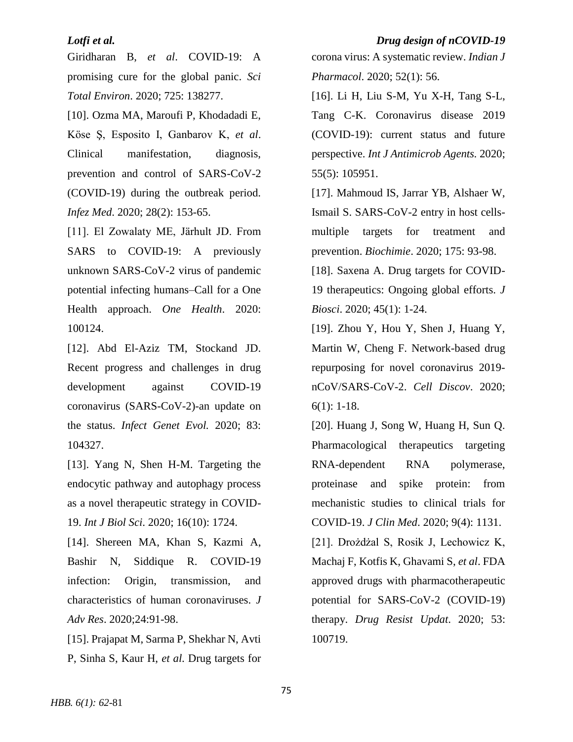Giridharan B, *et al*. COVID-19: A promising cure for the global panic. *Sci Total Environ*. 2020; 725: 138277.

[10]. Ozma MA, Maroufi P, Khodadadi E, Köse Ş, Esposito I, Ganbarov K, *et al*. Clinical manifestation, diagnosis, prevention and control of SARS-CoV-2 (COVID-19) during the outbreak period. *Infez Med*. 2020; 28(2): 153-65.

[11]. El Zowalaty ME, Järhult JD. From SARS to COVID-19: A previously unknown SARS-CoV-2 virus of pandemic potential infecting humans–Call for a One Health approach. *One Health*. 2020: 100124.

[12]. Abd El-Aziz TM, Stockand JD. Recent progress and challenges in drug development against COVID-19 coronavirus (SARS-CoV-2)-an update on the status. *Infect Genet Evol.* 2020; 83: 104327.

[13]. Yang N, Shen H-M. Targeting the endocytic pathway and autophagy process as a novel therapeutic strategy in COVID-19. *Int J Biol Sci*. 2020; 16(10): 1724.

[14]. Shereen MA, Khan S, Kazmi A, Bashir N, Siddique R. COVID-19 infection: Origin, transmission, and characteristics of human coronaviruses. *J Adv Res*. 2020;24:91-98.

[15]. Prajapat M, Sarma P, Shekhar N, Avti P, Sinha S, Kaur H, *et al.* Drug targets for corona virus: A systematic review. *Indian J Pharmacol*. 2020; 52(1): 56.

[16]. Li H, Liu S-M, Yu X-H, Tang S-L, Tang C-K. Coronavirus disease 2019 (COVID-19): current status and future perspective. *Int J Antimicrob Agents.* 2020; 55(5): 105951.

[17]. Mahmoud IS, Jarrar YB, Alshaer W, Ismail S. SARS-CoV-2 entry in host cells-multiple targets for treatment and prevention. *Biochimie*. 2020; 175: 93-98.

[18]. Saxena A. Drug targets for COVID-19 therapeutics: Ongoing global efforts. *J Biosci*. 2020; 45(1): 1-24.

[19]. Zhou Y, Hou Y, Shen J, Huang Y, Martin W, Cheng F. Network-based drug repurposing for novel coronavirus 2019-nCoV/SARS-CoV-2. *Cell Discov*. 2020; 6(1): 1-18.

[20]. Huang J, Song W, Huang H, Sun Q. Pharmacological therapeutics targeting RNA-dependent RNA polymerase, proteinase and spike protein: from mechanistic studies to clinical trials for COVID-19. *J Clin Med*. 2020; 9(4): 1131.

[21]. Drożdżal S, Rosik J, Lechowicz K, Machaj F, Kotfis K, Ghavami S, *et al*. FDA approved drugs with pharmacotherapeutic potential for SARS-CoV-2 (COVID-19) therapy. *Drug Resist Updat*. 2020; 53: 100719.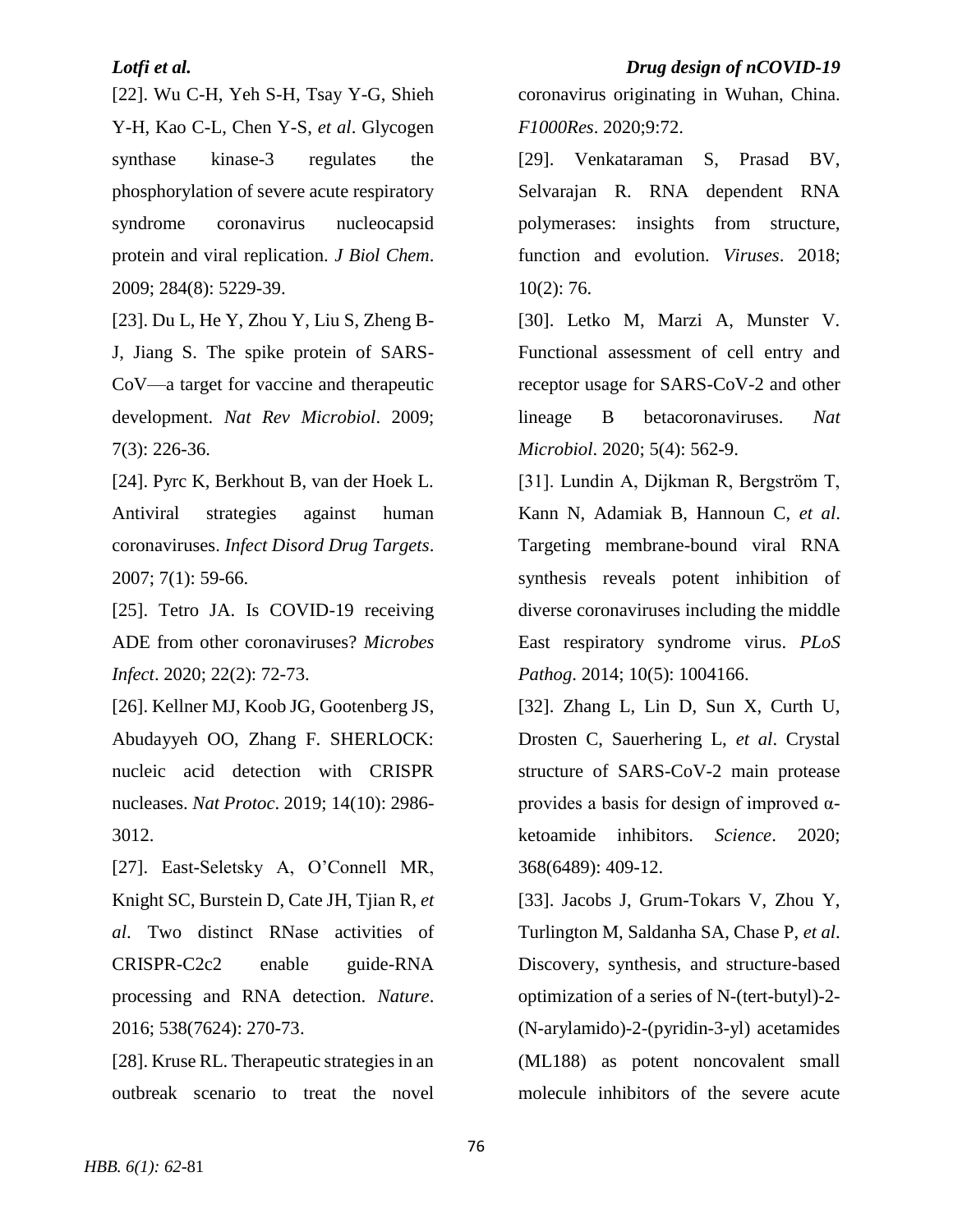[22]. Wu C-H, Yeh S-H, Tsay Y-G, Shieh Y-H, Kao C-L, Chen Y-S, *et al*. Glycogen synthase kinase-3 regulates the phosphorylation of severe acute respiratory syndrome coronavirus nucleocapsid protein and viral replication. *J Biol Chem*. 2009; 284(8): 5229-39.

[23]. Du L, He Y, Zhou Y, Liu S, Zheng B-J, Jiang S. The spike protein of SARS-CoV—a target for vaccine and therapeutic development. *Nat Rev Microbiol*. 2009; 7(3): 226-36.

[24]. Pyrc K, Berkhout B, van der Hoek L. Antiviral strategies against human coronaviruses. *Infect Disord Drug Targets*. 2007; 7(1): 59-66.

[25]. Tetro JA. Is COVID-19 receiving ADE from other coronaviruses? *Microbes Infect*. 2020; 22(2): 72-73.

[26]. Kellner MJ, Koob JG, Gootenberg JS, Abudayyeh OO, Zhang F. SHERLOCK: nucleic acid detection with CRISPR nucleases. *Nat Protoc*. 2019; 14(10): 2986-3012.

[27]. East-Seletsky A, O'Connell MR, Knight SC, Burstein D, Cate JH, Tjian R, *et al*. Two distinct RNase activities of CRISPR-C2c2 enable guide-RNA processing and RNA detection. *Nature*. 2016; 538(7624): 270-73.

[28]. Kruse RL. Therapeutic strategies in an outbreak scenario to treat the novel coronavirus originating in Wuhan, China. *F1000Res*. 2020;9:72.

[29]. Venkataraman S, Prasad BV, Selvarajan R. RNA dependent RNA polymerases: insights from structure, function and evolution. *Viruses*. 2018; 10(2): 76.

[30]. Letko M, Marzi A, Munster V. Functional assessment of cell entry and receptor usage for SARS-CoV-2 and other lineage B betacoronaviruses. *Nat Microbiol*. 2020; 5(4): 562-9.

[31]. Lundin A, Dijkman R, Bergström T, Kann N, Adamiak B, Hannoun C, *et al*. Targeting membrane-bound viral RNA synthesis reveals potent inhibition of diverse coronaviruses including the middle East respiratory syndrome virus. *PLoS Pathog*. 2014; 10(5): 1004166.

[32]. Zhang L, Lin D, Sun X, Curth U, Drosten C, Sauerhering L, *et al*. Crystal structure of SARS-CoV-2 main protease provides a basis for design of improved α-ketoamide inhibitors. *Science*. 2020; 368(6489): 409-12.

[33]. Jacobs J, Grum-Tokars V, Zhou Y, Turlington M, Saldanha SA, Chase P, *et al*. Discovery, synthesis, and structure-based optimization of a series of N-(tert-butyl)-2-(N-arylamido)-2-(pyridin-3-yl) acetamides (ML188) as potent noncovalent small molecule inhibitors of the severe acute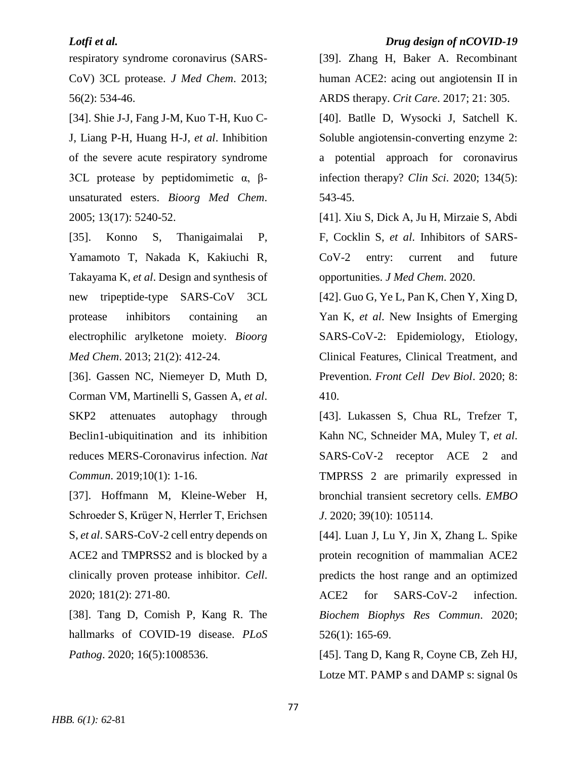respiratory syndrome coronavirus (SARS-CoV) 3CL protease. *J Med Chem*. 2013; 56(2): 534-46.

[34]. Shie J-J, Fang J-M, Kuo T-H, Kuo C-J, Liang P-H, Huang H-J, *et al*. Inhibition of the severe acute respiratory syndrome 3CL protease by peptidomimetic α, β-unsaturated esters. *Bioorg Med Chem*. 2005; 13(17): 5240-52.

[35]. Konno S, Thanigaimalai P, Yamamoto T, Nakada K, Kakiuchi R, Takayama K, *et al*. Design and synthesis of new tripeptide-type SARS-CoV 3CL protease inhibitors containing an electrophilic arylketone moiety. *Bioorg Med Chem*. 2013; 21(2): 412-24.

[36]. Gassen NC, Niemeyer D, Muth D, Corman VM, Martinelli S, Gassen A, *et al*. SKP2 attenuates autophagy through Beclin1-ubiquitination and its inhibition reduces MERS-Coronavirus infection. *Nat Commun*. 2019;10(1): 1-16.

[37]. Hoffmann M, Kleine-Weber H, Schroeder S, Krüger N, Herrler T, Erichsen S, *et al*. SARS-CoV-2 cell entry depends on ACE2 and TMPRSS2 and is blocked by a clinically proven protease inhibitor. *Cell*. 2020; 181(2): 271-80.

[38]. Tang D, Comish P, Kang R. The hallmarks of COVID-19 disease. *PLoS Pathog*. 2020; 16(5):1008536.

[39]. Zhang H, Baker A. Recombinant human ACE2: acing out angiotensin II in ARDS therapy. *Crit Care*. 2017; 21: 305.

[40]. Batlle D, Wysocki J, Satchell K. Soluble angiotensin-converting enzyme 2: a potential approach for coronavirus infection therapy? *Clin Sci*. 2020; 134(5): 543-45.

[41]. Xiu S, Dick A, Ju H, Mirzaie S, Abdi F, Cocklin S, *et al*. Inhibitors of SARS-CoV-2 entry: current and future opportunities. *J Med Chem*. 2020.

[42]. Guo G, Ye L, Pan K, Chen Y, Xing D, Yan K, *et al*. New Insights of Emerging SARS-CoV-2: Epidemiology, Etiology, Clinical Features, Clinical Treatment, and Prevention. *Front Cell Dev Biol*. 2020; 8: 410.

[43]. Lukassen S, Chua RL, Trefzer T, Kahn NC, Schneider MA, Muley T, *et al*. SARS-CoV-2 receptor ACE 2 and TMPRSS 2 are primarily expressed in bronchial transient secretory cells. *EMBO J*. 2020; 39(10): 105114.

[44]. Luan J, Lu Y, Jin X, Zhang L. Spike protein recognition of mammalian ACE2 predicts the host range and an optimized ACE2 for SARS-CoV-2 infection. *Biochem Biophys Res Commun*. 2020; 526(1): 165-69.

[45]. Tang D, Kang R, Coyne CB, Zeh HJ, Lotze MT. PAMP s and DAMP s: signal 0s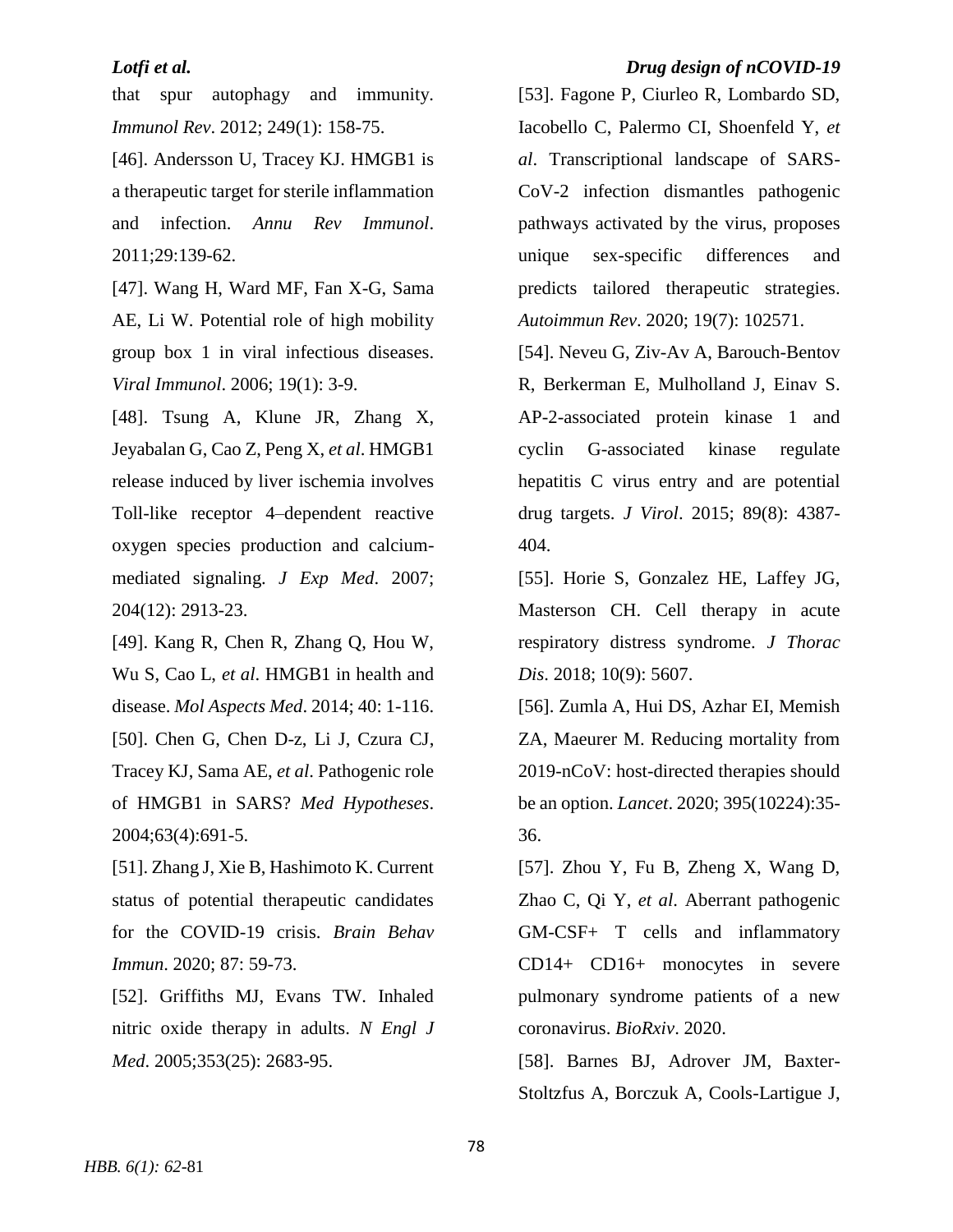that spur autophagy and immunity. *Immunol Rev*. 2012; 249(1): 158-75.

[46]. Andersson U, Tracey KJ. HMGB1 is a therapeutic target for sterile inflammation and infection. *Annu Rev Immunol*. 2011;29:139-62.

[47]. Wang H, Ward MF, Fan X-G, Sama AE, Li W. Potential role of high mobility group box 1 in viral infectious diseases. *Viral Immunol*. 2006; 19(1): 3-9.

[48]. Tsung A, Klune JR, Zhang X, Jeyabalan G, Cao Z, Peng X, *et al*. HMGB1 release induced by liver ischemia involves Toll-like receptor 4–dependent reactive oxygen species production and calcium-mediated signaling. *J Exp Med*. 2007; 204(12): 2913-23.

[49]. Kang R, Chen R, Zhang Q, Hou W, Wu S, Cao L, *et al*. HMGB1 in health and disease. *Mol Aspects Med*. 2014; 40: 1-116.

[50]. Chen G, Chen D-z, Li J, Czura CJ, Tracey KJ, Sama AE, *et al*. Pathogenic role of HMGB1 in SARS? *Med Hypotheses*. 2004;63(4):691-5.

[51]. Zhang J, Xie B, Hashimoto K. Current status of potential therapeutic candidates for the COVID-19 crisis. *Brain Behav Immun*. 2020; 87: 59-73.

[52]. Griffiths MJ, Evans TW. Inhaled nitric oxide therapy in adults. *N Engl J Med*. 2005;353(25): 2683-95.

[53]. Fagone P, Ciurleo R, Lombardo SD, Iacobello C, Palermo CI, Shoenfeld Y, *et al*. Transcriptional landscape of SARS-CoV-2 infection dismantles pathogenic pathways activated by the virus, proposes unique sex-specific differences and predicts tailored therapeutic strategies. *Autoimmun Rev*. 2020; 19(7): 102571.

[54]. Neveu G, Ziv-Av A, Barouch-Bentov R, Berkerman E, Mulholland J, Einav S. AP-2-associated protein kinase 1 and cyclin G-associated kinase regulate hepatitis C virus entry and are potential drug targets. *J Virol*. 2015; 89(8): 4387-404.

[55]. Horie S, Gonzalez HE, Laffey JG, Masterson CH. Cell therapy in acute respiratory distress syndrome. *J Thorac Dis*. 2018; 10(9): 5607.

[56]. Zumla A, Hui DS, Azhar EI, Memish ZA, Maeurer M. Reducing mortality from 2019-nCoV: host-directed therapies should be an option. *Lancet*. 2020; 395(10224):35-36.

[57]. Zhou Y, Fu B, Zheng X, Wang D, Zhao C, Qi Y, *et al*. Aberrant pathogenic GM-CSF+ T cells and inflammatory CD14+ CD16+ monocytes in severe pulmonary syndrome patients of a new coronavirus. *BioRxiv*. 2020.

[58]. Barnes BJ, Adrover JM, Baxter-Stoltzfus A, Borczuk A, Cools-Lartigue J,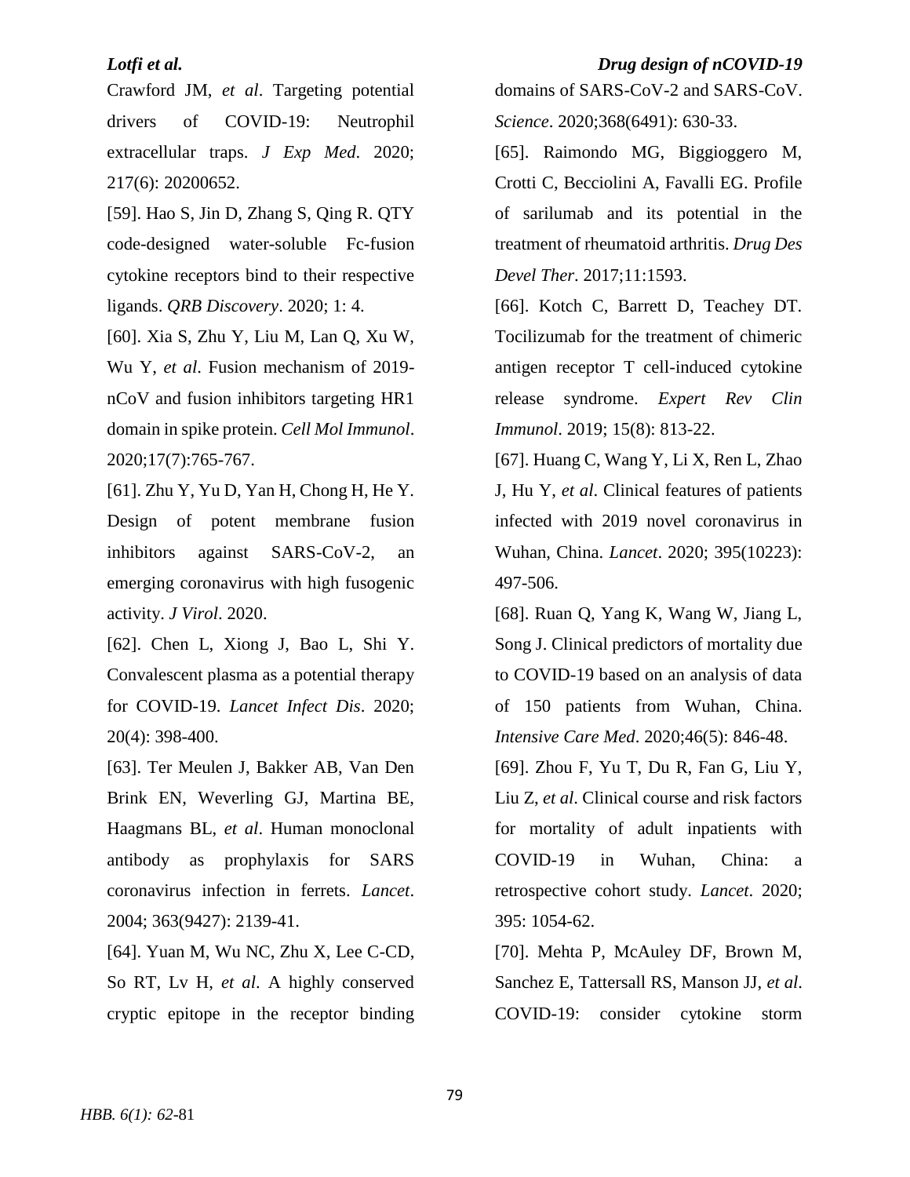Crawford JM, *et al*. Targeting potential drivers of COVID-19: Neutrophil extracellular traps. *J Exp Med*. 2020; 217(6): 20200652.

[59]. Hao S, Jin D, Zhang S, Qing R. QTY code-designed water-soluble Fc-fusion cytokine receptors bind to their respective ligands. *QRB Discovery*. 2020; 1: 4.

[60]. Xia S, Zhu Y, Liu M, Lan Q, Xu W, Wu Y, *et al*. Fusion mechanism of 2019-nCoV and fusion inhibitors targeting HR1 domain in spike protein. *Cell Mol Immunol*. 2020;17(7):765-767.

[61]. Zhu Y, Yu D, Yan H, Chong H, He Y. Design of potent membrane fusion inhibitors against SARS-CoV-2, an emerging coronavirus with high fusogenic activity. *J Virol*. 2020.

[62]. Chen L, Xiong J, Bao L, Shi Y. Convalescent plasma as a potential therapy for COVID-19. *Lancet Infect Dis*. 2020; 20(4): 398-400.

[63]. Ter Meulen J, Bakker AB, Van Den Brink EN, Weverling GJ, Martina BE, Haagmans BL, *et al*. Human monoclonal antibody as prophylaxis for SARS coronavirus infection in ferrets. *Lancet*. 2004; 363(9427): 2139-41.

[64]. Yuan M, Wu NC, Zhu X, Lee C-CD, So RT, Lv H, *et al*. A highly conserved cryptic epitope in the receptor binding domains of SARS-CoV-2 and SARS-CoV. *Science*. 2020;368(6491): 630-33.

[65]. Raimondo MG, Biggioggero M, Crotti C, Becciolini A, Favalli EG. Profile of sarilumab and its potential in the treatment of rheumatoid arthritis. *Drug Des Devel Ther*. 2017;11:1593.

[66]. Kotch C, Barrett D, Teachey DT. Tocilizumab for the treatment of chimeric antigen receptor T cell-induced cytokine release syndrome. *Expert Rev Clin Immunol*. 2019; 15(8): 813-22.

[67]. Huang C, Wang Y, Li X, Ren L, Zhao J, Hu Y, *et al*. Clinical features of patients infected with 2019 novel coronavirus in Wuhan, China. *Lancet*. 2020; 395(10223): 497-506.

[68]. Ruan Q, Yang K, Wang W, Jiang L, Song J. Clinical predictors of mortality due to COVID-19 based on an analysis of data of 150 patients from Wuhan, China. *Intensive Care Med*. 2020;46(5): 846-48.

[69]. Zhou F, Yu T, Du R, Fan G, Liu Y, Liu Z, *et al*. Clinical course and risk factors for mortality of adult inpatients with COVID-19 in Wuhan, China: a retrospective cohort study. *Lancet*. 2020; 395: 1054-62.

[70]. Mehta P, McAuley DF, Brown M, Sanchez E, Tattersall RS, Manson JJ, *et al*. COVID-19: consider cytokine storm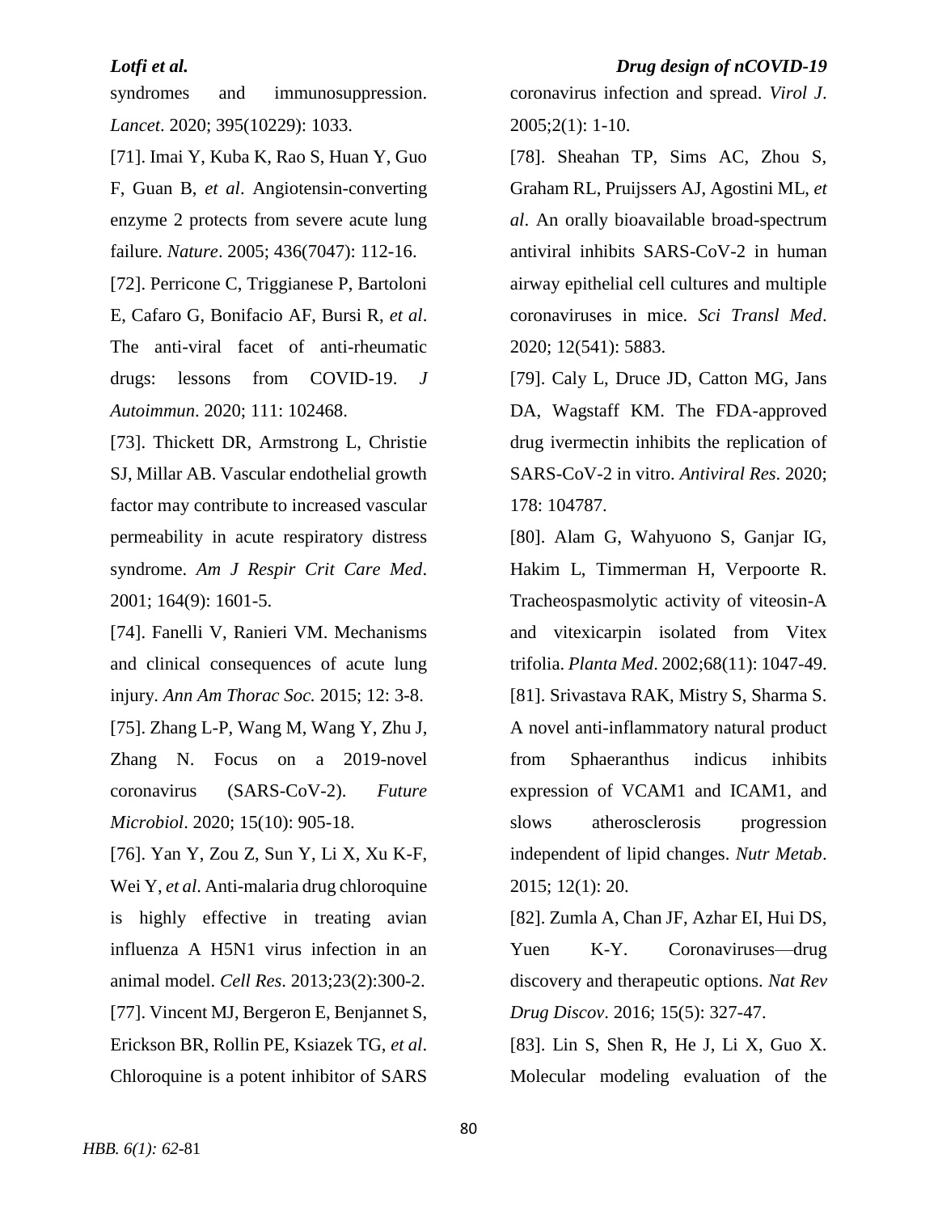syndromes and immunosuppression. *Lancet*. 2020; 395(10229): 1033.

[71]. Imai Y, Kuba K, Rao S, Huan Y, Guo F, Guan B, *et al*. Angiotensin-converting enzyme 2 protects from severe acute lung failure. *Nature*. 2005; 436(7047): 112-16.

[72]. Perricone C, Triggianese P, Bartoloni E, Cafaro G, Bonifacio AF, Bursi R, *et al*. The anti-viral facet of anti-rheumatic drugs: lessons from COVID-19. *J Autoimmun*. 2020; 111: 102468.

[73]. Thickett DR, Armstrong L, Christie SJ, Millar AB. Vascular endothelial growth factor may contribute to increased vascular permeability in acute respiratory distress syndrome. *Am J Respir Crit Care Med*. 2001; 164(9): 1601-5.

[74]. Fanelli V, Ranieri VM. Mechanisms and clinical consequences of acute lung injury. *Ann Am Thorac Soc.* 2015; 12: 3-8.

[75]. Zhang L-P, Wang M, Wang Y, Zhu J, Zhang N. Focus on a 2019-novel coronavirus (SARS-CoV-2). *Future Microbiol*. 2020; 15(10): 905-18.

[76]. Yan Y, Zou Z, Sun Y, Li X, Xu K-F, Wei Y, *et al*. Anti-malaria drug chloroquine is highly effective in treating avian influenza A H5N1 virus infection in an animal model. *Cell Res*. 2013;23(2):300-2.

[77]. Vincent MJ, Bergeron E, Benjannet S, Erickson BR, Rollin PE, Ksiazek TG, *et al*. Chloroquine is a potent inhibitor of SARS coronavirus infection and spread. *Virol J*. 2005;2(1): 1-10.

[78]. Sheahan TP, Sims AC, Zhou S, Graham RL, Pruijssers AJ, Agostini ML, *et al*. An orally bioavailable broad-spectrum antiviral inhibits SARS-CoV-2 in human airway epithelial cell cultures and multiple coronaviruses in mice. *Sci Transl Med*. 2020; 12(541): 5883.

[79]. Caly L, Druce JD, Catton MG, Jans DA, Wagstaff KM. The FDA-approved drug ivermectin inhibits the replication of SARS-CoV-2 in vitro. *Antiviral Res*. 2020; 178: 104787.

[80]. Alam G, Wahyuono S, Ganjar IG, Hakim L, Timmerman H, Verpoorte R. Tracheospasmolytic activity of viteosin-A and vitexicarpin isolated from Vitex trifolia. *Planta Med*. 2002;68(11): 1047-49.

[81]. Srivastava RAK, Mistry S, Sharma S. A novel anti-inflammatory natural product from Sphaeranthus indicus inhibits expression of VCAM1 and ICAM1, and slows atherosclerosis progression independent of lipid changes. *Nutr Metab*. 2015; 12(1): 20.

[82]. Zumla A, Chan JF, Azhar EI, Hui DS, Yuen K-Y. Coronaviruses—drug discovery and therapeutic options. *Nat Rev Drug Discov*. 2016; 15(5): 327-47.

[83]. Lin S, Shen R, He J, Li X, Guo X. Molecular modeling evaluation of the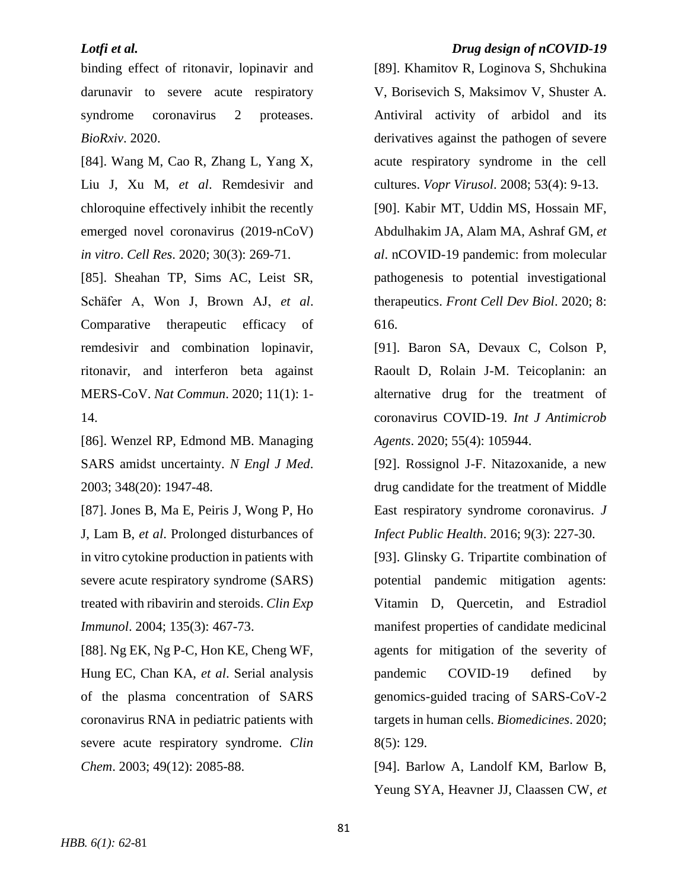binding effect of ritonavir, lopinavir and darunavir to severe acute respiratory syndrome coronavirus 2 proteases. *BioRxiv*. 2020.

[84]. Wang M, Cao R, Zhang L, Yang X, Liu J, Xu M, *et al*. Remdesivir and chloroquine effectively inhibit the recently emerged novel coronavirus (2019-nCoV) *in vitro*. *Cell Res*. 2020; 30(3): 269-71.

[85]. Sheahan TP, Sims AC, Leist SR, Schäfer A, Won J, Brown AJ, *et al*. Comparative therapeutic efficacy of remdesivir and combination lopinavir, ritonavir, and interferon beta against MERS-CoV. *Nat Commun*. 2020; 11(1): 1-14.

[86]. Wenzel RP, Edmond MB. Managing SARS amidst uncertainty. *N Engl J Med*. 2003; 348(20): 1947-48.

[87]. Jones B, Ma E, Peiris J, Wong P, Ho J, Lam B, *et al*. Prolonged disturbances of in vitro cytokine production in patients with severe acute respiratory syndrome (SARS) treated with ribavirin and steroids. *Clin Exp Immunol*. 2004; 135(3): 467-73.

[88]. Ng EK, Ng P-C, Hon KE, Cheng WF, Hung EC, Chan KA, *et al*. Serial analysis of the plasma concentration of SARS coronavirus RNA in pediatric patients with severe acute respiratory syndrome. *Clin Chem*. 2003; 49(12): 2085-88.

[89]. Khamitov R, Loginova S, Shchukina V, Borisevich S, Maksimov V, Shuster A. Antiviral activity of arbidol and its derivatives against the pathogen of severe acute respiratory syndrome in the cell cultures. *Vopr Virusol*. 2008; 53(4): 9-13.

[90]. Kabir MT, Uddin MS, Hossain MF, Abdulhakim JA, Alam MA, Ashraf GM, *et al*. nCOVID-19 pandemic: from molecular pathogenesis to potential investigational therapeutics. *Front Cell Dev Biol*. 2020; 8: 616.

[91]. Baron SA, Devaux C, Colson P, Raoult D, Rolain J-M. Teicoplanin: an alternative drug for the treatment of coronavirus COVID-19. *Int J Antimicrob Agents*. 2020; 55(4): 105944.

[92]. Rossignol J-F. Nitazoxanide, a new drug candidate for the treatment of Middle East respiratory syndrome coronavirus. *J Infect Public Health*. 2016; 9(3): 227-30.

[93]. Glinsky G. Tripartite combination of potential pandemic mitigation agents: Vitamin D, Quercetin, and Estradiol manifest properties of candidate medicinal agents for mitigation of the severity of pandemic COVID-19 defined by genomics-guided tracing of SARS-CoV-2 targets in human cells. *Biomedicines*. 2020; 8(5): 129.

[94]. Barlow A, Landolf KM, Barlow B, Yeung SYA, Heavner JJ, Claassen CW, *et*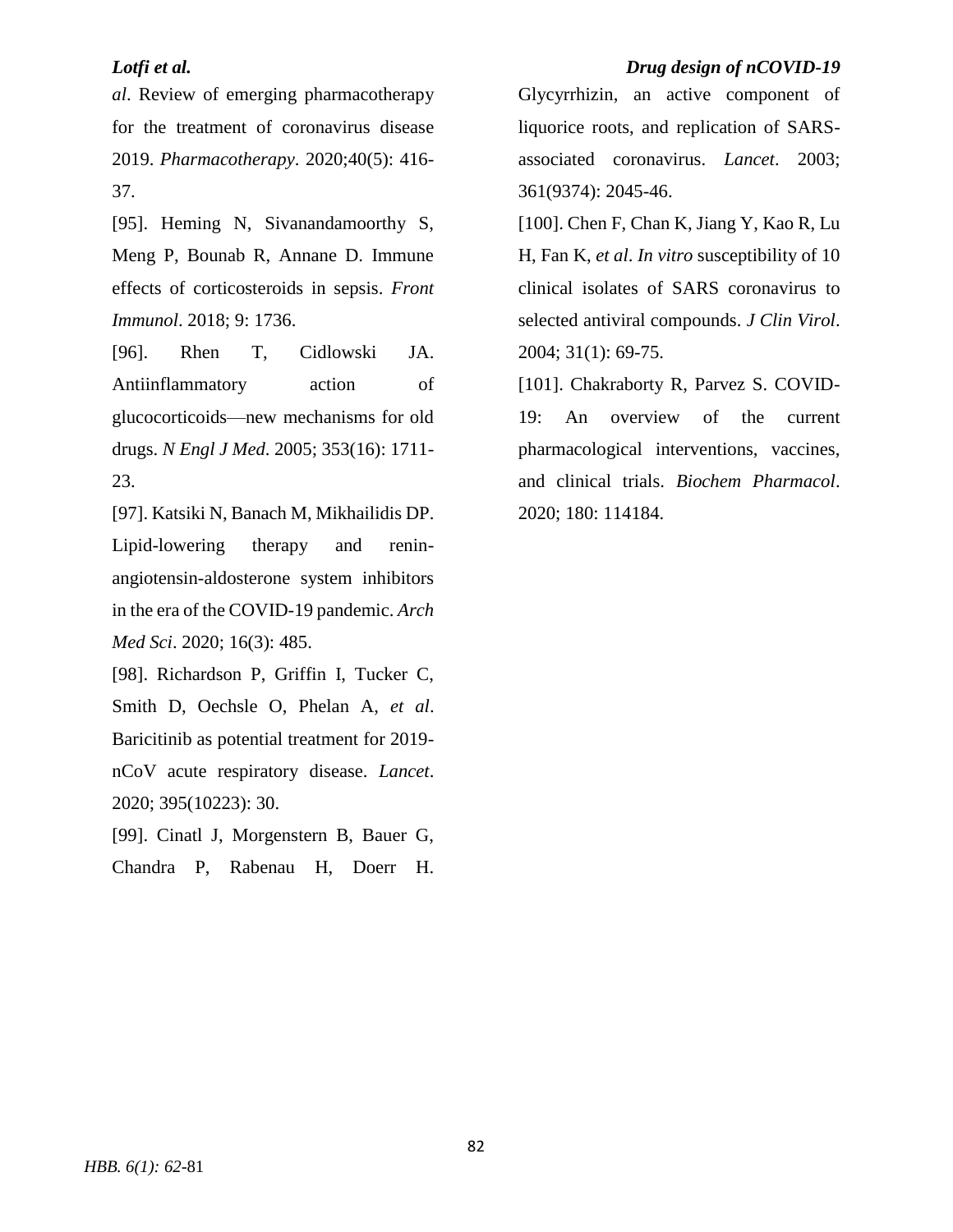*al*. Review of emerging pharmacotherapy for the treatment of coronavirus disease 2019. *Pharmacotherapy*. 2020;40(5): 416-37.

[95]. Heming N, Sivanandamoorthy S, Meng P, Bounab R, Annane D. Immune effects of corticosteroids in sepsis. *Front Immunol*. 2018; 9: 1736.

[96]. Rhen T, Cidlowski JA. Antiinflammatory action of glucocorticoids—new mechanisms for old drugs. *N Engl J Med*. 2005; 353(16): 1711-23.

[97]. Katsiki N, Banach M, Mikhailidis DP. Lipid-lowering therapy and renin-angiotensin-aldosterone system inhibitors in the era of the COVID-19 pandemic. *Arch Med Sci*. 2020; 16(3): 485.

[98]. Richardson P, Griffin I, Tucker C, Smith D, Oechsle O, Phelan A, *et al*. Baricitinib as potential treatment for 2019-nCoV acute respiratory disease. *Lancet*. 2020; 395(10223): 30.

[99]. Cinatl J, Morgenstern B, Bauer G, Chandra P, Rabenau H, Doerr H. Glycyrrhizin, an active component of liquorice roots, and replication of SARS-associated coronavirus. *Lancet*. 2003; 361(9374): 2045-46.

[100]. Chen F, Chan K, Jiang Y, Kao R, Lu H, Fan K, *et al*. *In vitro* susceptibility of 10 clinical isolates of SARS coronavirus to selected antiviral compounds. *J Clin Virol*. 2004; 31(1): 69-75.

[101]. Chakraborty R, Parvez S. COVID-19: An overview of the current pharmacological interventions, vaccines, and clinical trials. *Biochem Pharmacol*. 2020; 180: 114184.